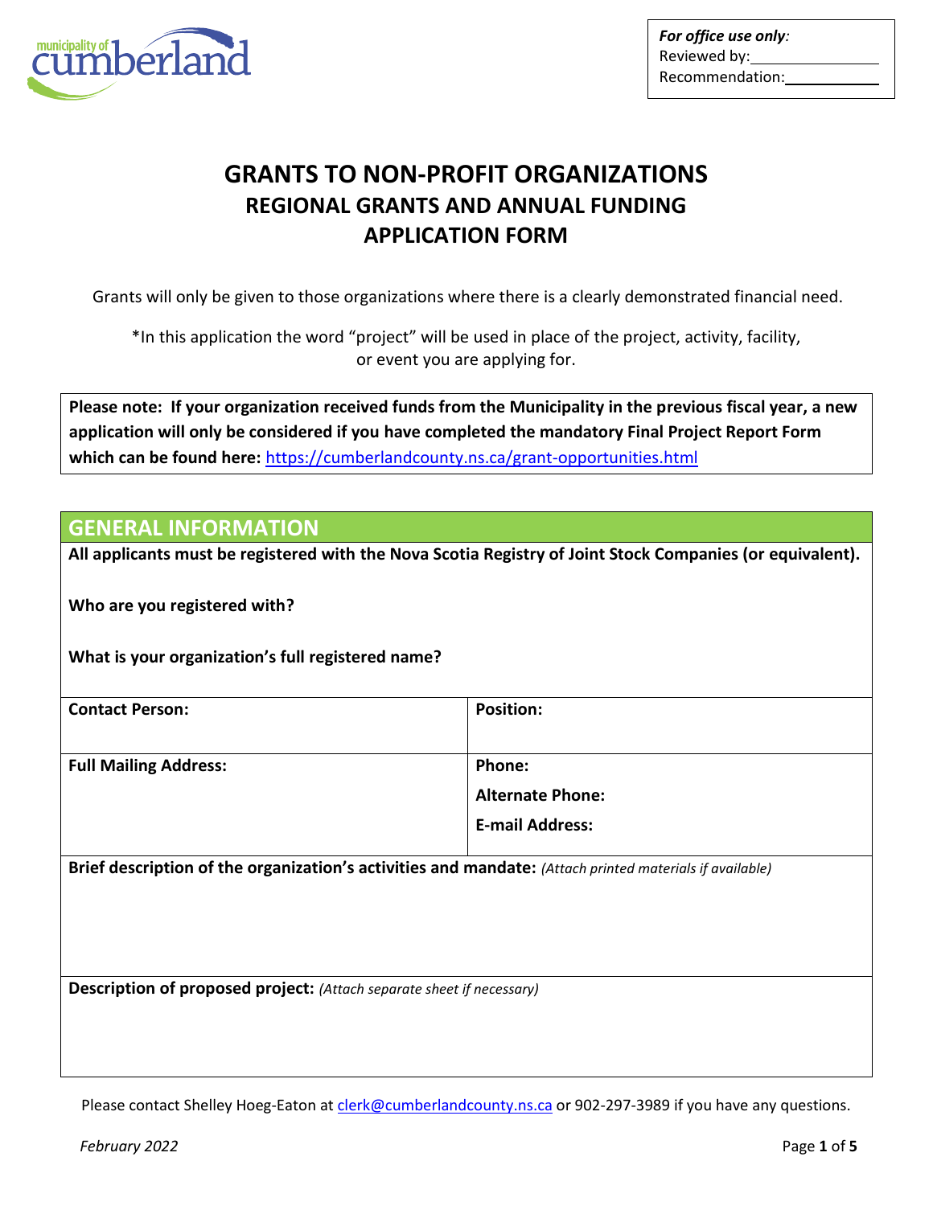municipality of cumberland

| *For office use only:* |
|---|
| Reviewed by: |
| Recommendation: |

# GRANTS TO NON-PROFIT ORGANIZATIONS
## REGIONAL GRANTS AND ANNUAL FUNDING
## APPLICATION FORM

Grants will only be given to those organizations where there is a clearly demonstrated financial need.

*In this application the word "project" will be used in place of the project, activity, facility, or event you are applying for.

**Please note: If your organization received funds from the Municipality in the previous fiscal year, a new application will only be considered if you have completed the mandatory Final Project Report Form which can be found here:** https://cumberlandcounty.ns.ca/grant-opportunities.html

## GENERAL INFORMATION

**All applicants must be registered with the Nova Scotia Registry of Joint Stock Companies (or equivalent).**

**Who are you registered with?**

**What is your organization's full registered name?**

| **Contact Person:** | **Position:** |
|---|---|
| **Full Mailing Address:** | **Phone:**<br>**Alternate Phone:**<br>**E-mail Address:** |

**Brief description of the organization's activities and mandate:** *(Attach printed materials if available)*

**Description of proposed project:** *(Attach separate sheet if necessary)*

Please contact Shelley Hoeg-Eaton at clerk@cumberlandcounty.ns.ca or 902-297-3989 if you have any questions.

*February 2022*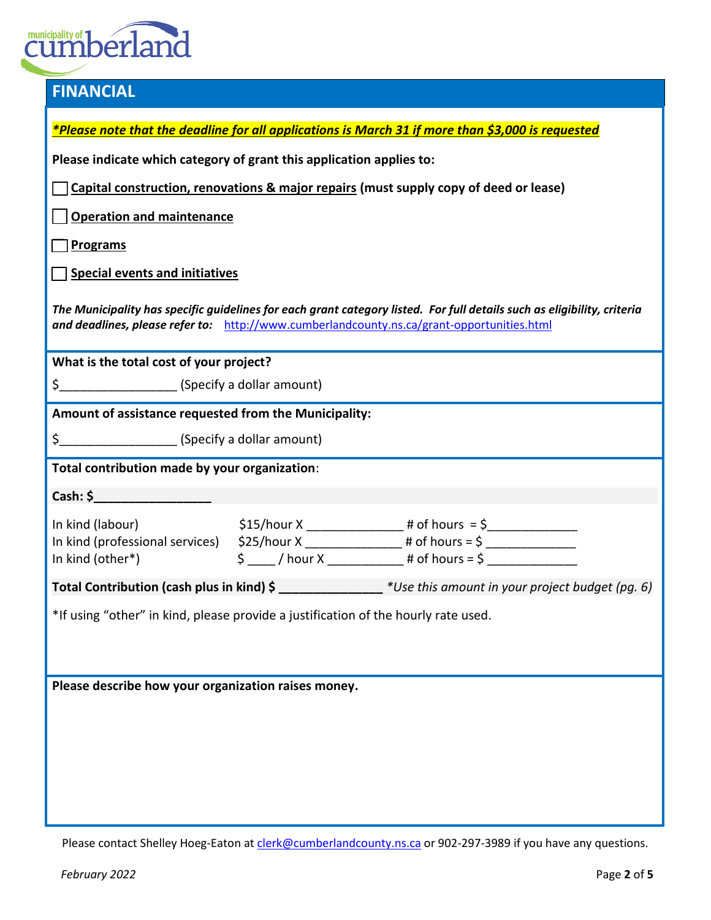## FINANCIAL

***Please note that the deadline for all applications is March 31 if more than $3,000 is requested***

**Please indicate which category of grant this application applies to:**

☐ **Capital construction, renovations & major repairs (must supply copy of deed or lease)**

☐ **Operation and maintenance**

☐ **Programs**

☐ **Special events and initiatives**

***The Municipality has specific guidelines for each grant category listed. For full details such as eligibility, criteria and deadlines, please refer to:*** http://www.cumberlandcounty.ns.ca/grant-opportunities.html

**What is the total cost of your project?**

$_________________ (Specify a dollar amount)

**Amount of assistance requested from the Municipality:**

$_________________ (Specify a dollar amount)

**Total contribution made by your organization:**

**Cash: $_________________**

| | | |
|---|---|---|
| In kind (labour) | \$15/hour X ______________ # of hours | = \$_____________ |
| In kind (professional services) | \$25/hour X ______________ # of hours | = \$ _____________ |
| In kind (other*) | \$ ____ / hour X ___________ # of hours | = \$ _____________ |

**Total Contribution (cash plus in kind) $ _______________** *\*Use this amount in your project budget (pg. 6)*

*If using "other" in kind, please provide a justification of the hourly rate used.

**Please describe how your organization raises money.**

Please contact Shelley Hoeg-Eaton at clerk@cumberlandcounty.ns.ca or 902-297-3989 if you have any questions.

*February 2022*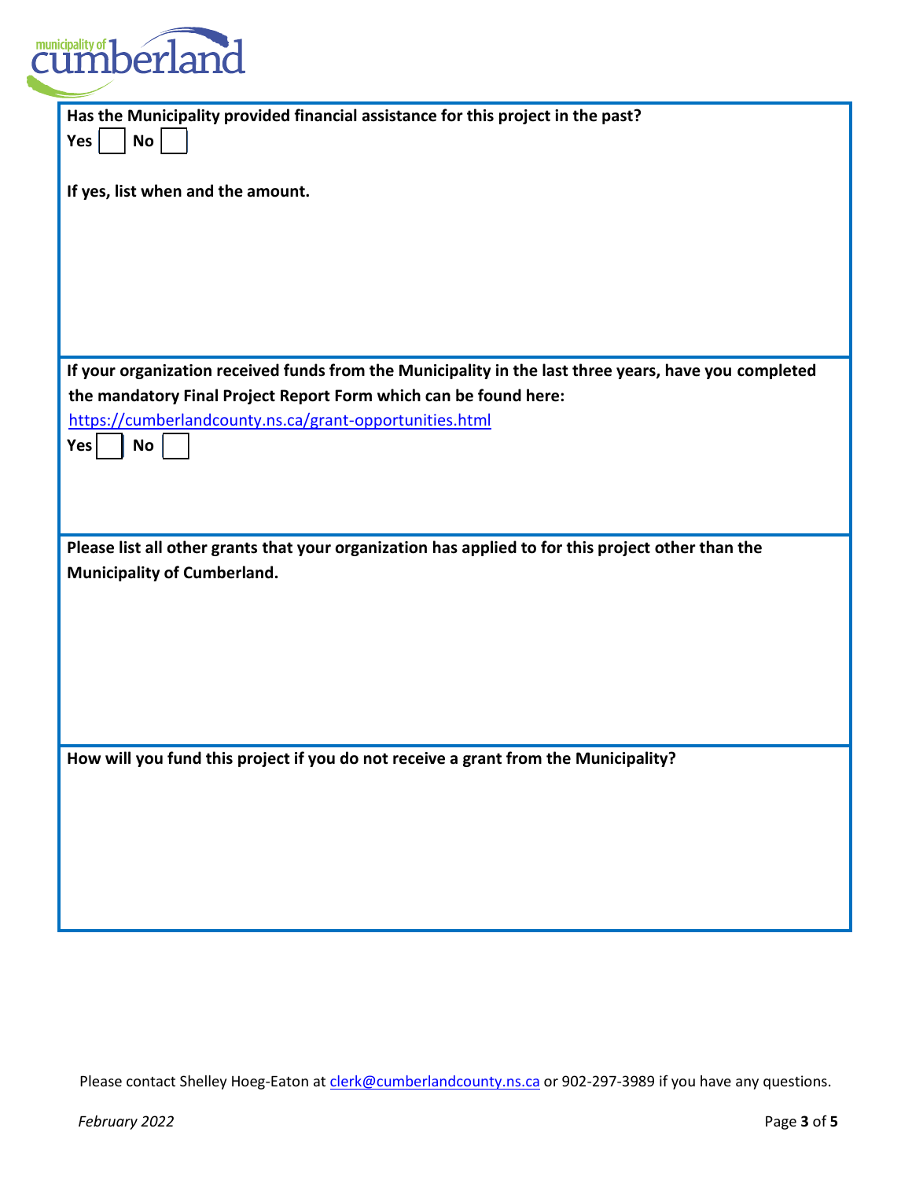**Has the Municipality provided financial assistance for this project in the past?**

**Yes** ☐ **No** ☐

**If yes, list when and the amount.**

**If your organization received funds from the Municipality in the last three years, have you completed the mandatory Final Project Report Form which can be found here:**

https://cumberlandcounty.ns.ca/grant-opportunities.html

**Yes** ☐ **No** ☐

**Please list all other grants that your organization has applied to for this project other than the Municipality of Cumberland.**

**How will you fund this project if you do not receive a grant from the Municipality?**

Please contact Shelley Hoeg-Eaton at clerk@cumberlandcounty.ns.ca or 902-297-3989 if you have any questions.

*February 2022*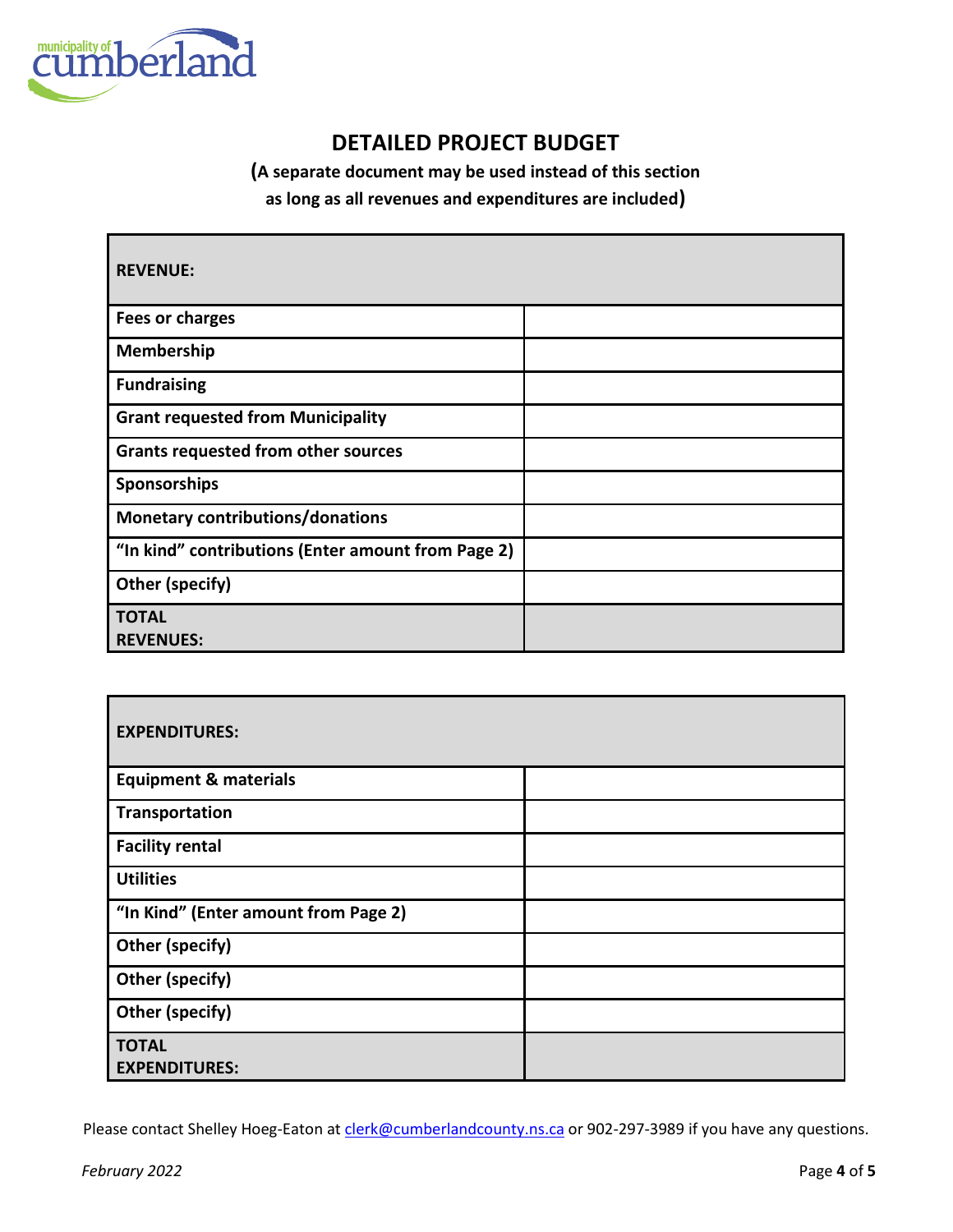# DETAILED PROJECT BUDGET

**(A separate document may be used instead of this section as long as all revenues and expenditures are included)**

| **REVENUE:** | |
|---|---|
| **Fees or charges** | |
| **Membership** | |
| **Fundraising** | |
| **Grant requested from Municipality** | |
| **Grants requested from other sources** | |
| **Sponsorships** | |
| **Monetary contributions/donations** | |
| **"In kind" contributions (Enter amount from Page 2)** | |
| **Other (specify)** | |
| **TOTAL REVENUES:** | |

| **EXPENDITURES:** | |
|---|---|
| **Equipment & materials** | |
| **Transportation** | |
| **Facility rental** | |
| **Utilities** | |
| **"In Kind" (Enter amount from Page 2)** | |
| **Other (specify)** | |
| **Other (specify)** | |
| **Other (specify)** | |
| **TOTAL EXPENDITURES:** | |

Please contact Shelley Hoeg-Eaton at clerk@cumberlandcounty.ns.ca or 902-297-3989 if you have any questions.

*February 2022*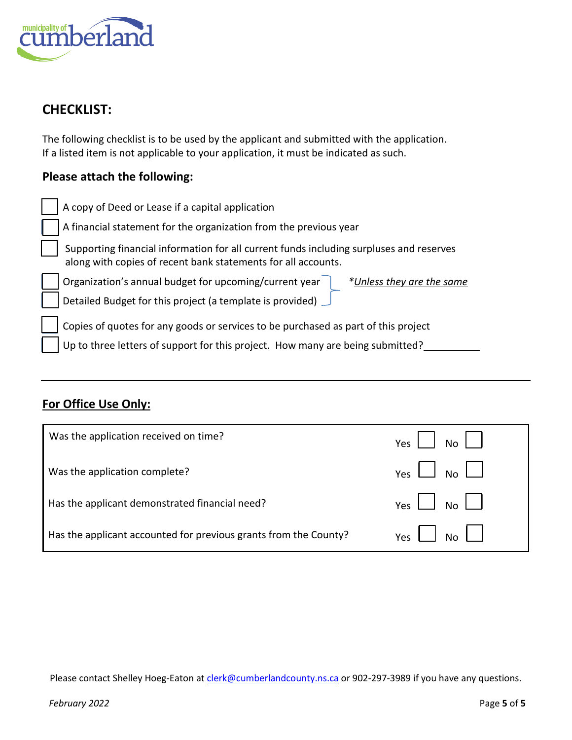## CHECKLIST:

The following checklist is to be used by the applicant and submitted with the application.
If a listed item is not applicable to your application, it must be indicated as such.

### Please attach the following:

- ☐ A copy of Deed or Lease if a capital application
- ☐ A financial statement for the organization from the previous year
- ☐ Supporting financial information for all current funds including surpluses and reserves along with copies of recent bank statements for all accounts.
- ☐ Organization's annual budget for upcoming/current year
- ☐ Detailed Budget for this project (a template is provided)

  **}** *\*Unless they are the same*

- ☐ Copies of quotes for any goods or services to be purchased as part of this project
- ☐ Up to three letters of support for this project. How many are being submitted?__________

---

## For Office Use Only:

| | |
|---|---|
| Was the application received on time? | Yes ☐ No ☐ |
| Was the application complete? | Yes ☐ No ☐ |
| Has the applicant demonstrated financial need? | Yes ☐ No ☐ |
| Has the applicant accounted for previous grants from the County? | Yes ☐ No ☐ |

Please contact Shelley Hoeg-Eaton at clerk@cumberlandcounty.ns.ca or 902-297-3989 if you have any questions.

*February 2022*